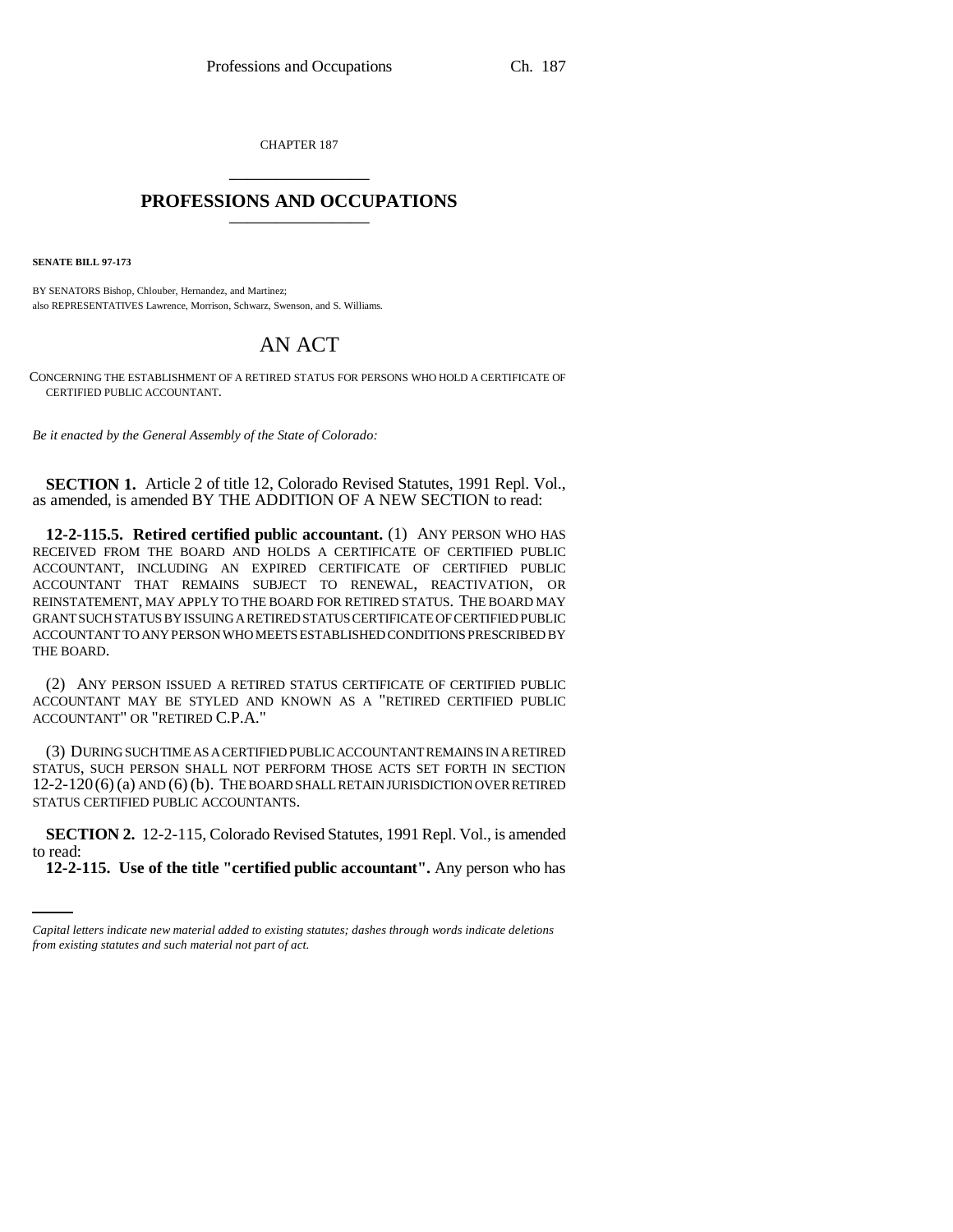CHAPTER 187

# PROFESSIONS AND OCCUPATIONS

**SENATE BILL 97-173**

BY SENATORS Bishop, Chlouber, Hernandez, and Martinez;
also REPRESENTATIVES Lawrence, Morrison, Schwarz, Swenson, and S. Williams.

# AN ACT

CONCERNING THE ESTABLISHMENT OF A RETIRED STATUS FOR PERSONS WHO HOLD A CERTIFICATE OF CERTIFIED PUBLIC ACCOUNTANT.

*Be it enacted by the General Assembly of the State of Colorado:*

**SECTION 1.** Article 2 of title 12, Colorado Revised Statutes, 1991 Repl. Vol., as amended, is amended BY THE ADDITION OF A NEW SECTION to read:

**12-2-115.5. Retired certified public accountant.** (1) ANY PERSON WHO HAS RECEIVED FROM THE BOARD AND HOLDS A CERTIFICATE OF CERTIFIED PUBLIC ACCOUNTANT, INCLUDING AN EXPIRED CERTIFICATE OF CERTIFIED PUBLIC ACCOUNTANT THAT REMAINS SUBJECT TO RENEWAL, REACTIVATION, OR REINSTATEMENT, MAY APPLY TO THE BOARD FOR RETIRED STATUS. THE BOARD MAY GRANT SUCH STATUS BY ISSUING A RETIRED STATUS CERTIFICATE OF CERTIFIED PUBLIC ACCOUNTANT TO ANY PERSON WHO MEETS ESTABLISHED CONDITIONS PRESCRIBED BY THE BOARD.

(2) ANY PERSON ISSUED A RETIRED STATUS CERTIFICATE OF CERTIFIED PUBLIC ACCOUNTANT MAY BE STYLED AND KNOWN AS A "RETIRED CERTIFIED PUBLIC ACCOUNTANT" OR "RETIRED C.P.A."

(3) DURING SUCH TIME AS A CERTIFIED PUBLIC ACCOUNTANT REMAINS IN A RETIRED STATUS, SUCH PERSON SHALL NOT PERFORM THOSE ACTS SET FORTH IN SECTION 12-2-120 (6) (a) AND (6) (b). THE BOARD SHALL RETAIN JURISDICTION OVER RETIRED STATUS CERTIFIED PUBLIC ACCOUNTANTS.

**SECTION 2.** 12-2-115, Colorado Revised Statutes, 1991 Repl. Vol., is amended to read:

**12-2-115. Use of the title "certified public accountant".** Any person who has

*Capital letters indicate new material added to existing statutes; dashes through words indicate deletions from existing statutes and such material not part of act.*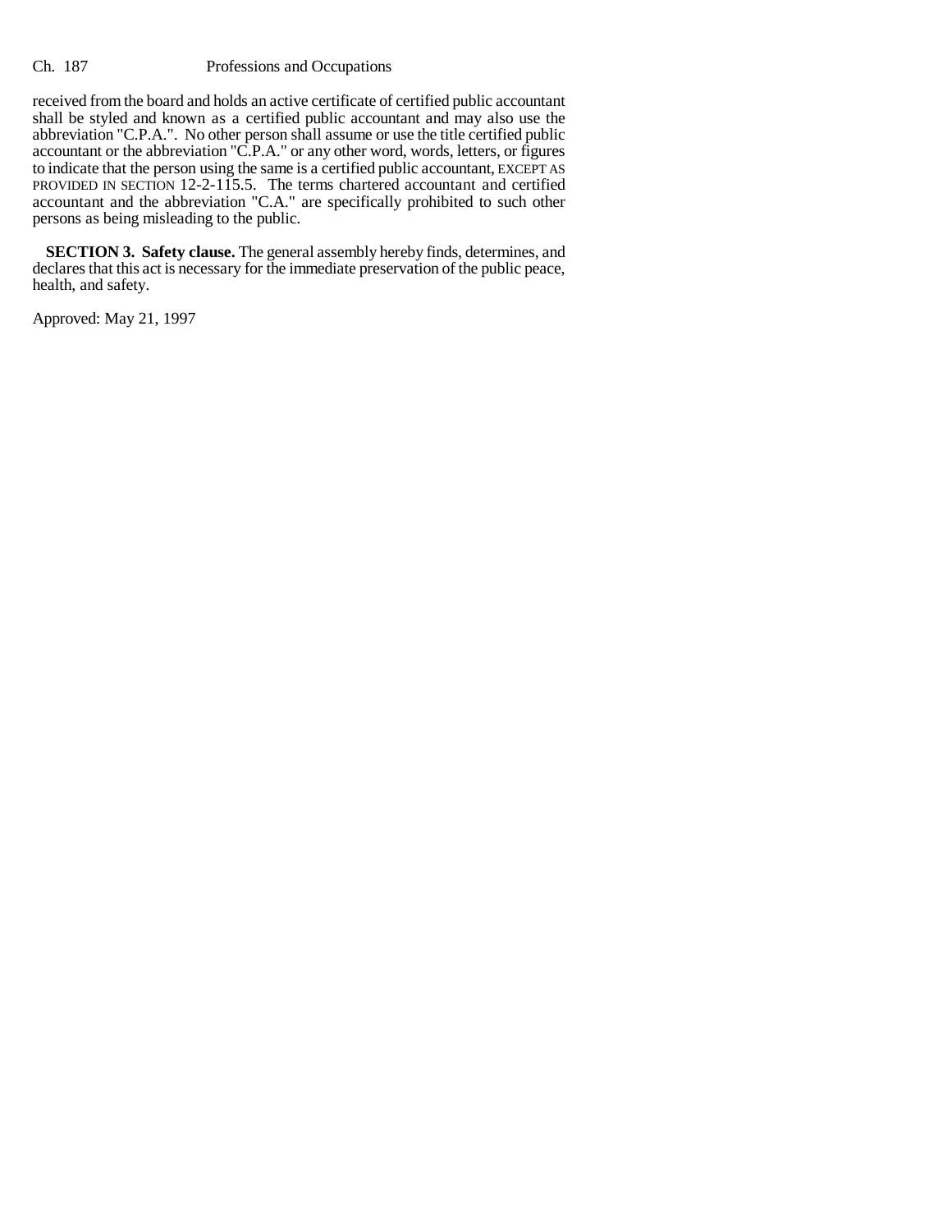received from the board and holds an active certificate of certified public accountant shall be styled and known as a certified public accountant and may also use the abbreviation "C.P.A.". No other person shall assume or use the title certified public accountant or the abbreviation "C.P.A." or any other word, words, letters, or figures to indicate that the person using the same is a certified public accountant, EXCEPT AS PROVIDED IN SECTION 12-2-115.5. The terms chartered accountant and certified accountant and the abbreviation "C.A." are specifically prohibited to such other persons as being misleading to the public.

**SECTION 3. Safety clause.** The general assembly hereby finds, determines, and declares that this act is necessary for the immediate preservation of the public peace, health, and safety.

Approved: May 21, 1997